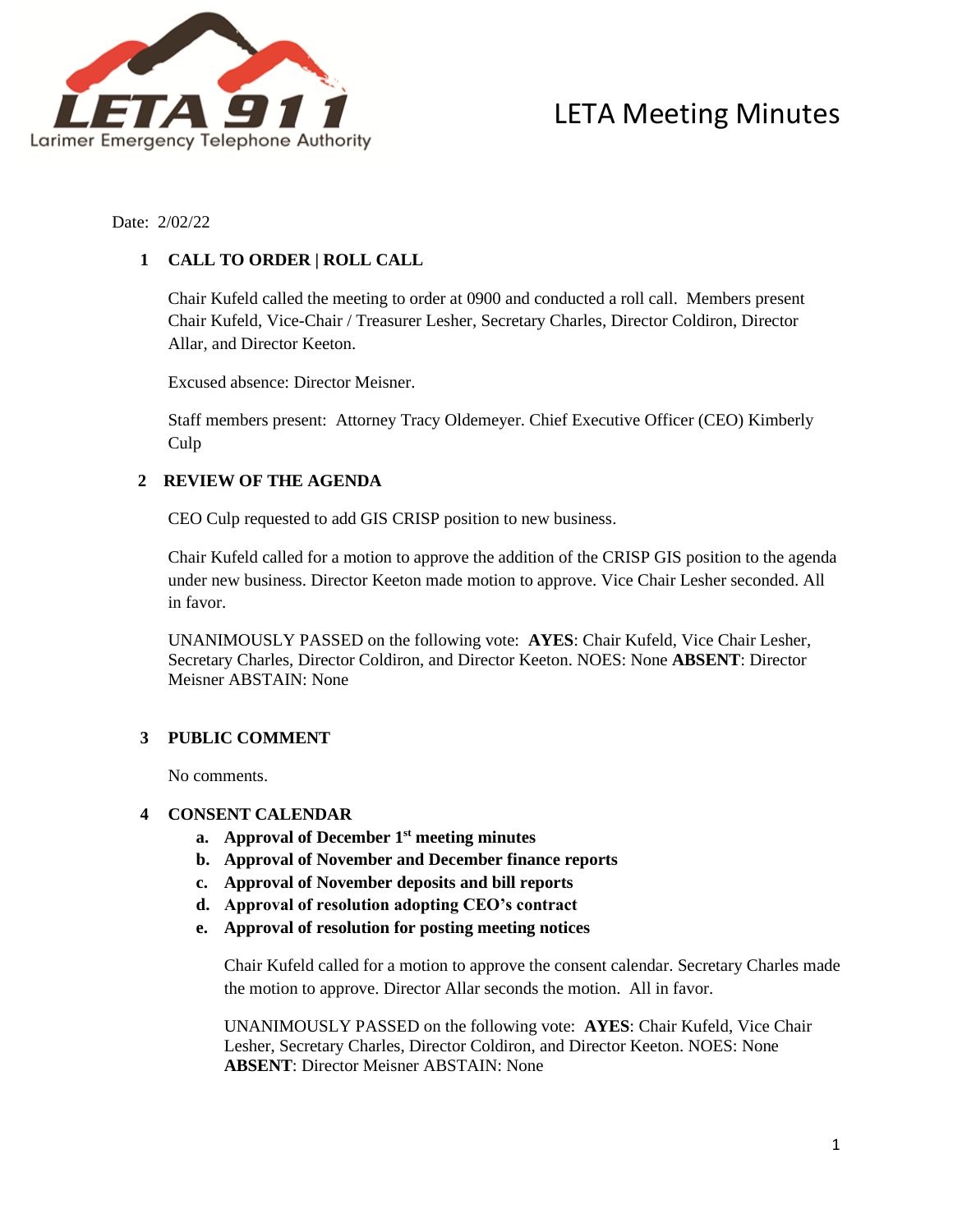Larimer Emergency Telephone Authority

# LETA Meeting Minutes

Date: 2/02/22

## 1 CALL TO ORDER | ROLL CALL

Chair Kufeld called the meeting to order at 0900 and conducted a roll call. Members present Chair Kufeld, Vice-Chair / Treasurer Lesher, Secretary Charles, Director Coldiron, Director Allar, and Director Keeton.

Excused absence: Director Meisner.

Staff members present: Attorney Tracy Oldemeyer. Chief Executive Officer (CEO) Kimberly Culp

## 2 REVIEW OF THE AGENDA

CEO Culp requested to add GIS CRISP position to new business.

Chair Kufeld called for a motion to approve the addition of the CRISP GIS position to the agenda under new business. Director Keeton made motion to approve. Vice Chair Lesher seconded. All in favor.

UNANIMOUSLY PASSED on the following vote: **AYES**: Chair Kufeld, Vice Chair Lesher, Secretary Charles, Director Coldiron, and Director Keeton. NOES: None **ABSENT**: Director Meisner ABSTAIN: None

## 3 PUBLIC COMMENT

No comments.

## 4 CONSENT CALENDAR

a. **Approval of December 1st meeting minutes**
b. **Approval of November and December finance reports**
c. **Approval of November deposits and bill reports**
d. **Approval of resolution adopting CEO's contract**
e. **Approval of resolution for posting meeting notices**

Chair Kufeld called for a motion to approve the consent calendar. Secretary Charles made the motion to approve. Director Allar seconds the motion. All in favor.

UNANIMOUSLY PASSED on the following vote: **AYES**: Chair Kufeld, Vice Chair Lesher, Secretary Charles, Director Coldiron, and Director Keeton. NOES: None **ABSENT**: Director Meisner ABSTAIN: None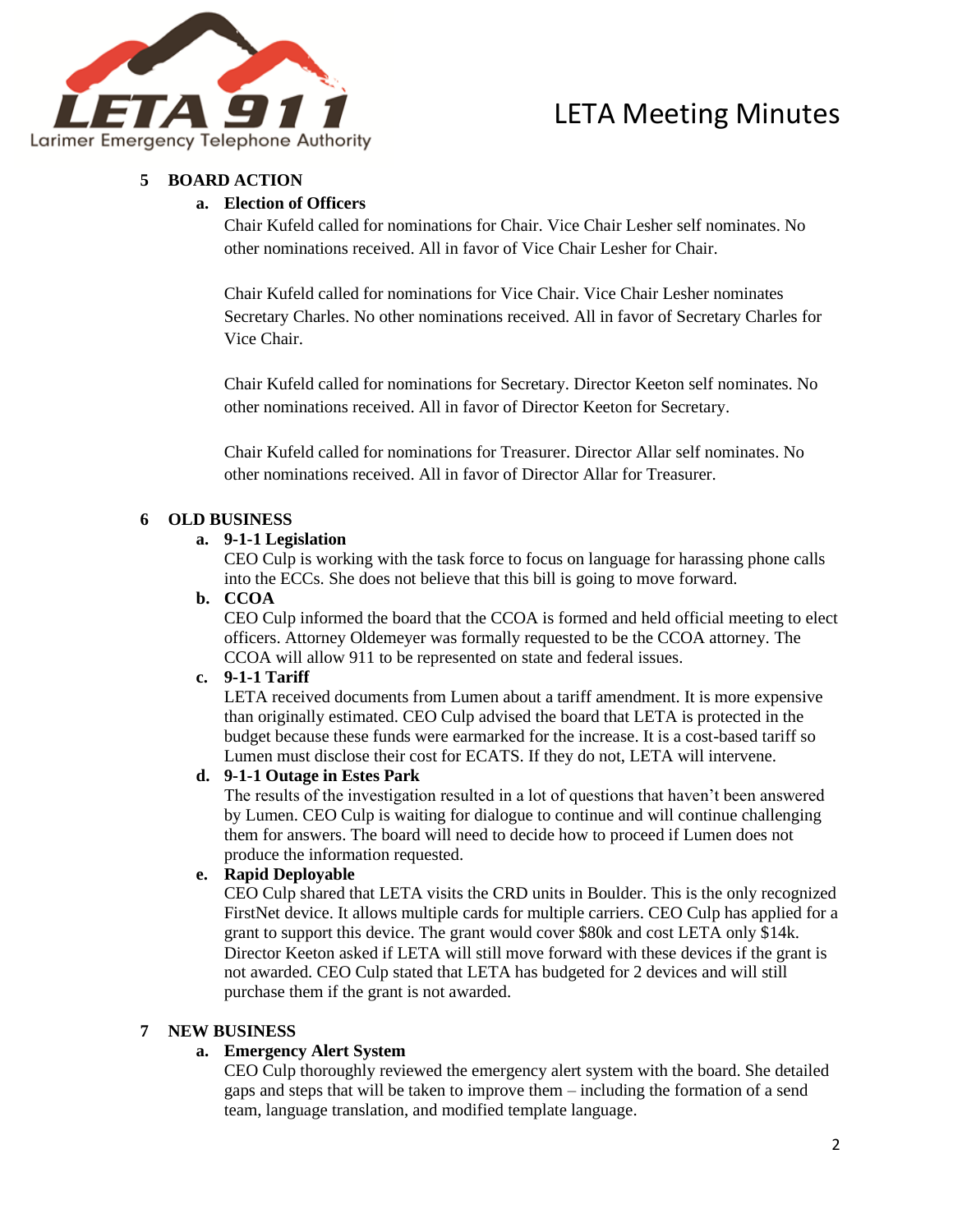## 5 BOARD ACTION

### a. Election of Officers

Chair Kufeld called for nominations for Chair. Vice Chair Lesher self nominates. No other nominations received. All in favor of Vice Chair Lesher for Chair.

Chair Kufeld called for nominations for Vice Chair. Vice Chair Lesher nominates Secretary Charles. No other nominations received. All in favor of Secretary Charles for Vice Chair.

Chair Kufeld called for nominations for Secretary. Director Keeton self nominates. No other nominations received. All in favor of Director Keeton for Secretary.

Chair Kufeld called for nominations for Treasurer. Director Allar self nominates. No other nominations received. All in favor of Director Allar for Treasurer.

## 6 OLD BUSINESS

### a. 9-1-1 Legislation

CEO Culp is working with the task force to focus on language for harassing phone calls into the ECCs. She does not believe that this bill is going to move forward.

### b. CCOA

CEO Culp informed the board that the CCOA is formed and held official meeting to elect officers. Attorney Oldemeyer was formally requested to be the CCOA attorney. The CCOA will allow 911 to be represented on state and federal issues.

### c. 9-1-1 Tariff

LETA received documents from Lumen about a tariff amendment. It is more expensive than originally estimated. CEO Culp advised the board that LETA is protected in the budget because these funds were earmarked for the increase. It is a cost-based tariff so Lumen must disclose their cost for ECATS. If they do not, LETA will intervene.

### d. 9-1-1 Outage in Estes Park

The results of the investigation resulted in a lot of questions that haven't been answered by Lumen. CEO Culp is waiting for dialogue to continue and will continue challenging them for answers. The board will need to decide how to proceed if Lumen does not produce the information requested.

### e. Rapid Deployable

CEO Culp shared that LETA visits the CRD units in Boulder. This is the only recognized FirstNet device. It allows multiple cards for multiple carriers. CEO Culp has applied for a grant to support this device. The grant would cover $80k and cost LETA only $14k. Director Keeton asked if LETA will still move forward with these devices if the grant is not awarded. CEO Culp stated that LETA has budgeted for 2 devices and will still purchase them if the grant is not awarded.

## 7 NEW BUSINESS

### a. Emergency Alert System

CEO Culp thoroughly reviewed the emergency alert system with the board. She detailed gaps and steps that will be taken to improve them – including the formation of a send team, language translation, and modified template language.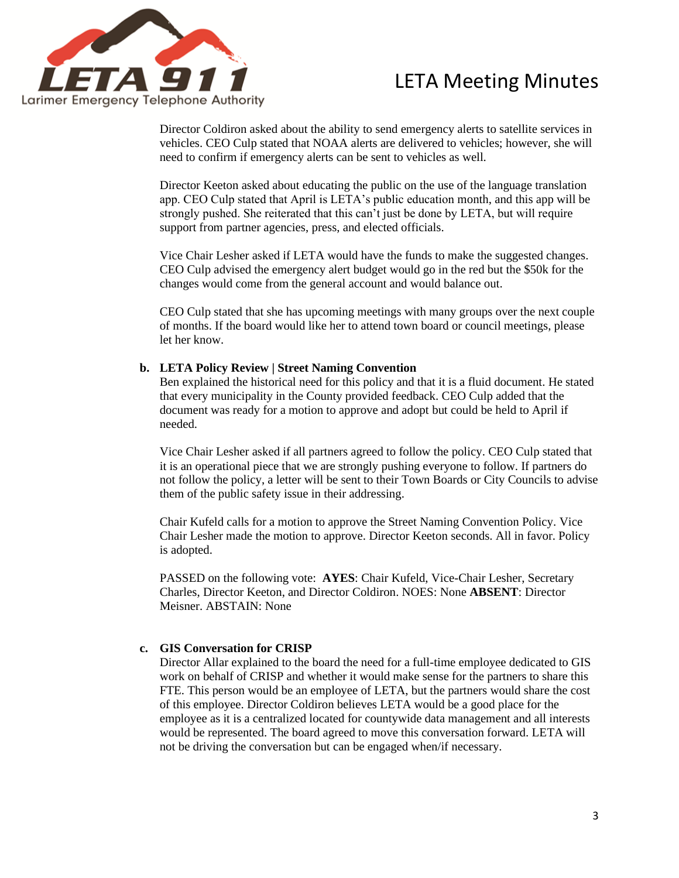Director Coldiron asked about the ability to send emergency alerts to satellite services in vehicles. CEO Culp stated that NOAA alerts are delivered to vehicles; however, she will need to confirm if emergency alerts can be sent to vehicles as well.

Director Keeton asked about educating the public on the use of the language translation app. CEO Culp stated that April is LETA's public education month, and this app will be strongly pushed. She reiterated that this can't just be done by LETA, but will require support from partner agencies, press, and elected officials.

Vice Chair Lesher asked if LETA would have the funds to make the suggested changes. CEO Culp advised the emergency alert budget would go in the red but the $50k for the changes would come from the general account and would balance out.

CEO Culp stated that she has upcoming meetings with many groups over the next couple of months. If the board would like her to attend town board or council meetings, please let her know.

**b. LETA Policy Review | Street Naming Convention**

Ben explained the historical need for this policy and that it is a fluid document. He stated that every municipality in the County provided feedback. CEO Culp added that the document was ready for a motion to approve and adopt but could be held to April if needed.

Vice Chair Lesher asked if all partners agreed to follow the policy. CEO Culp stated that it is an operational piece that we are strongly pushing everyone to follow. If partners do not follow the policy, a letter will be sent to their Town Boards or City Councils to advise them of the public safety issue in their addressing.

Chair Kufeld calls for a motion to approve the Street Naming Convention Policy. Vice Chair Lesher made the motion to approve. Director Keeton seconds. All in favor. Policy is adopted.

PASSED on the following vote: **AYES**: Chair Kufeld, Vice-Chair Lesher, Secretary Charles, Director Keeton, and Director Coldiron. NOES: None **ABSENT**: Director Meisner. ABSTAIN: None

**c. GIS Conversation for CRISP**

Director Allar explained to the board the need for a full-time employee dedicated to GIS work on behalf of CRISP and whether it would make sense for the partners to share this FTE. This person would be an employee of LETA, but the partners would share the cost of this employee. Director Coldiron believes LETA would be a good place for the employee as it is a centralized located for countywide data management and all interests would be represented. The board agreed to move this conversation forward. LETA will not be driving the conversation but can be engaged when/if necessary.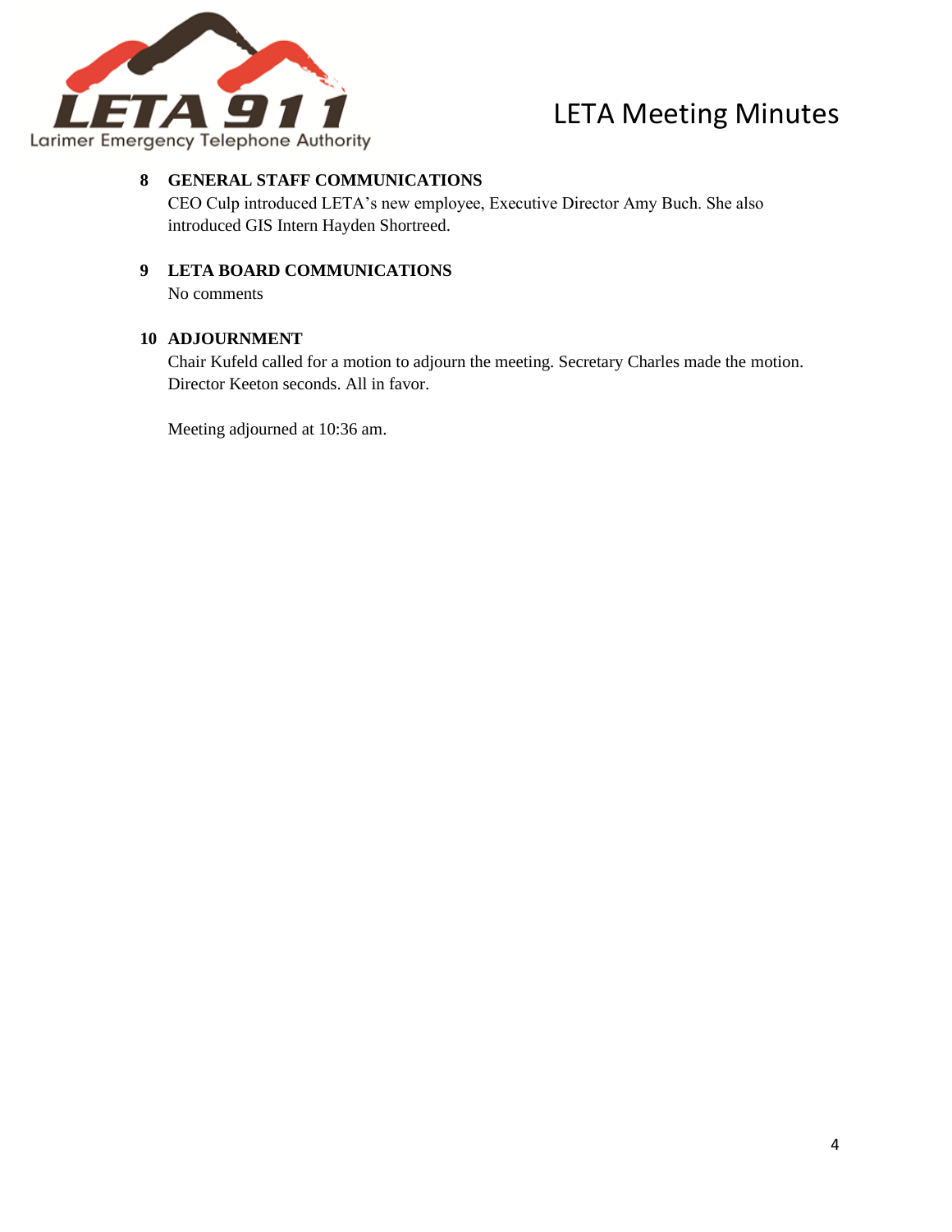## 8 GENERAL STAFF COMMUNICATIONS

CEO Culp introduced LETA's new employee, Executive Director Amy Buch. She also introduced GIS Intern Hayden Shortreed.

## 9 LETA BOARD COMMUNICATIONS

No comments

## 10 ADJOURNMENT

Chair Kufeld called for a motion to adjourn the meeting. Secretary Charles made the motion. Director Keeton seconds. All in favor.

Meeting adjourned at 10:36 am.